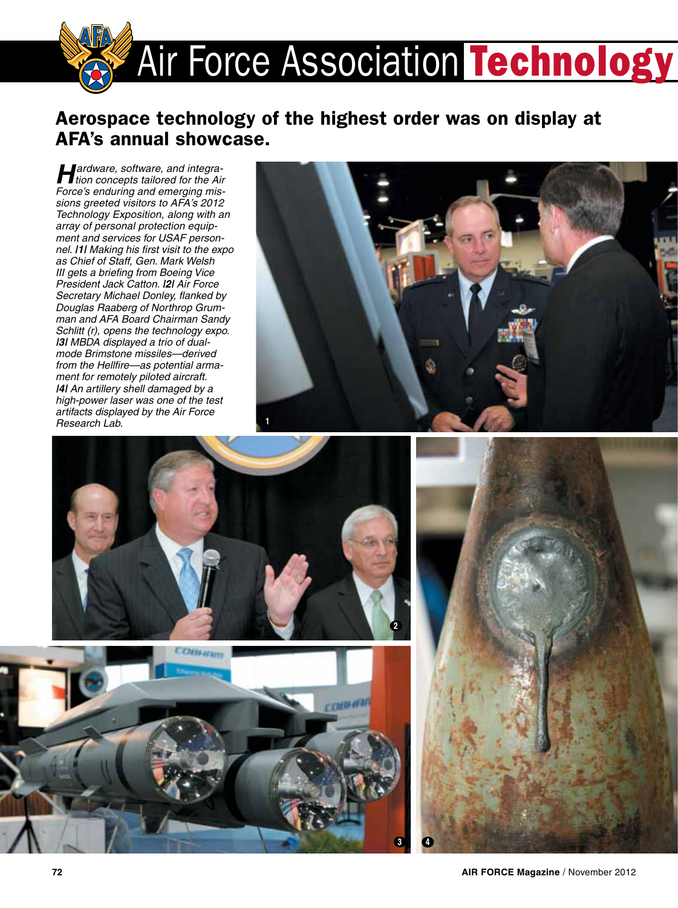# Air Force Association Technology

## Aerospace technology of the highest order was on display at AFA's annual showcase.

*Hardware, software, and integration concepts tailored for the Air Force's enduring and emerging missions greeted visitors to AFA's 2012 Technology Exposition, along with an array of personal protection equipment and services for USAF personnel.* **|1|** *Making his first visit to the expo as Chief of Staff, Gen. Mark Welsh III gets a briefing from Boeing Vice President Jack Catton.* **|2|** *Air Force Secretary Michael Donley, flanked by Douglas Raaberg of Northrop Grumman and AFA Board Chairman Sandy Schlitt (r), opens the technology expo.* **|3|** *MBDA displayed a trio of dual-mode Brimstone missiles—derived from the Hellfire—as potential armament for remotely piloted aircraft.* **|4|** *An artillery shell damaged by a high-power laser was one of the test artifacts displayed by the Air Force Research Lab.*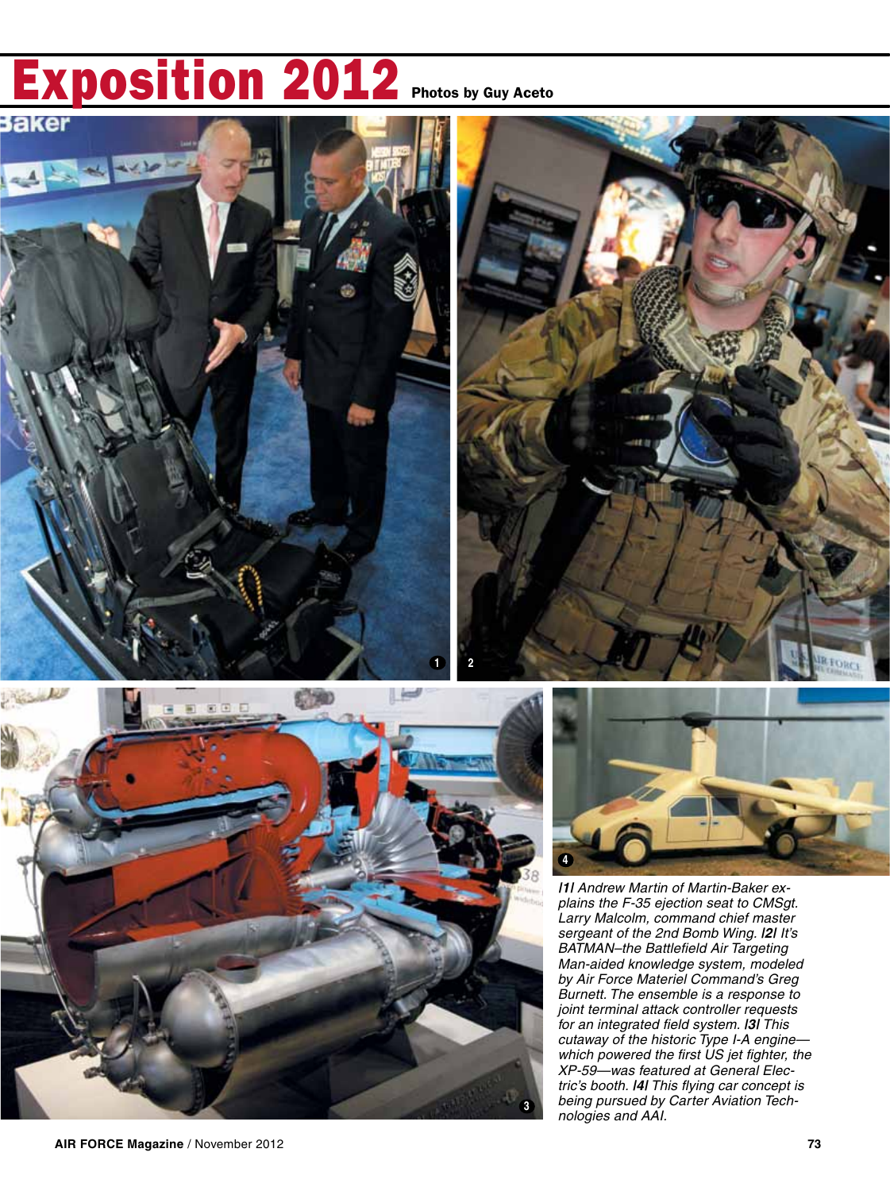# Exposition 2012

Photos by Guy Aceto

*|1| Andrew Martin of Martin-Baker explains the F-35 ejection seat to CMSgt. Larry Malcolm, command chief master sergeant of the 2nd Bomb Wing. |2| It's BATMAN–the Battlefield Air Targeting Man-aided knowledge system, modeled by Air Force Materiel Command's Greg Burnett. The ensemble is a response to joint terminal attack controller requests for an integrated field system. |3| This cutaway of the historic Type I-A engine—which powered the first US jet fighter, the XP-59—was featured at General Electric's booth. |4| This flying car concept is being pursued by Carter Aviation Technologies and AAI.*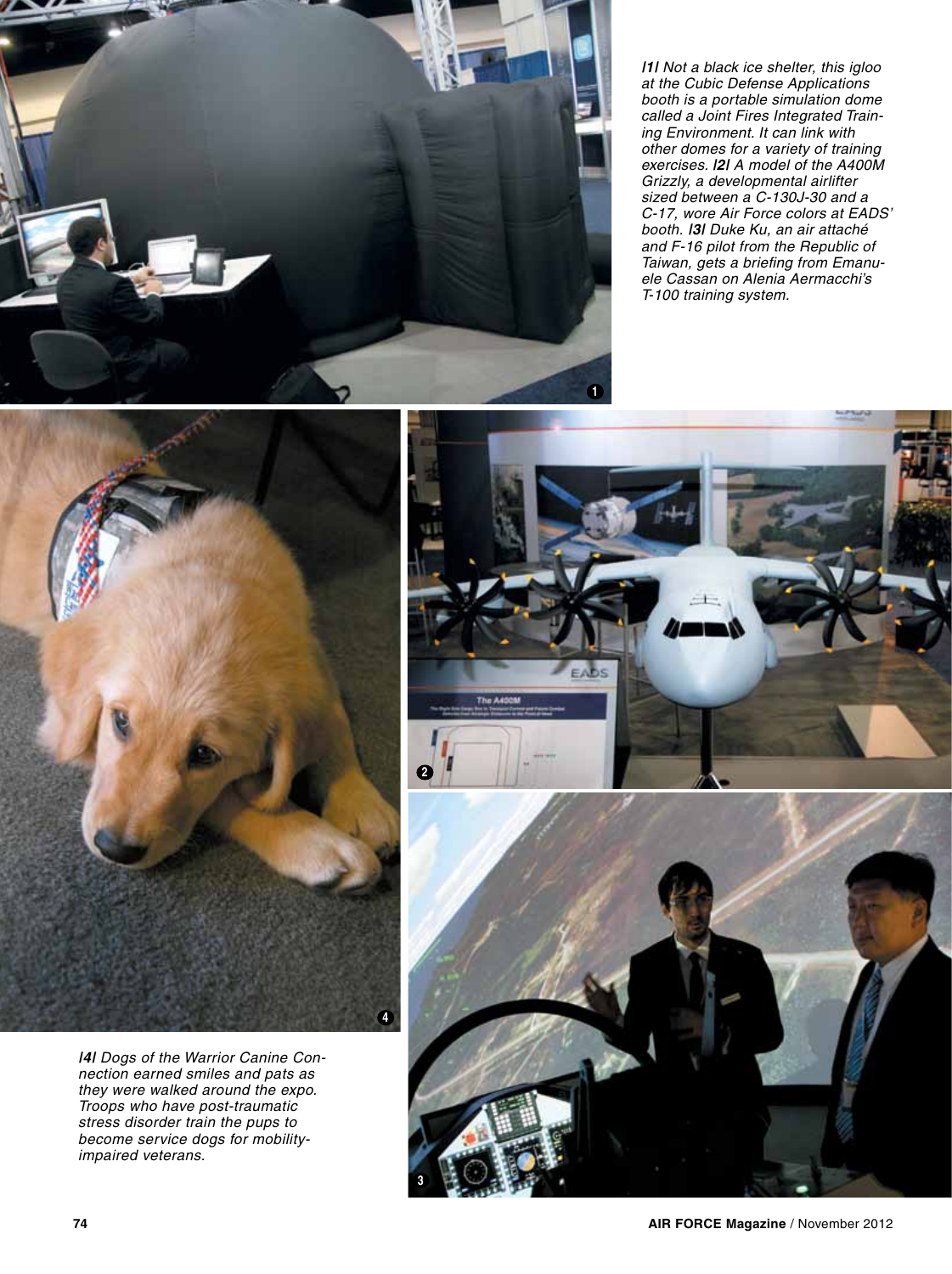*|1| Not a black ice shelter, this igloo at the Cubic Defense Applications booth is a portable simulation dome called a Joint Fires Integrated Training Environment. It can link with other domes for a variety of training exercises. |2| A model of the A400M Grizzly, a developmental airlifter sized between a C-130J-30 and a C-17, wore Air Force colors at EADS' booth. |3| Duke Ku, an air attaché and F-16 pilot from the Republic of Taiwan, gets a briefing from Emanuele Cassan on Alenia Aermacchi's T-100 training system.*

*|4| Dogs of the Warrior Canine Connection earned smiles and pats as they were walked around the expo. Troops who have post-traumatic stress disorder train the pups to become service dogs for mobility-impaired veterans.*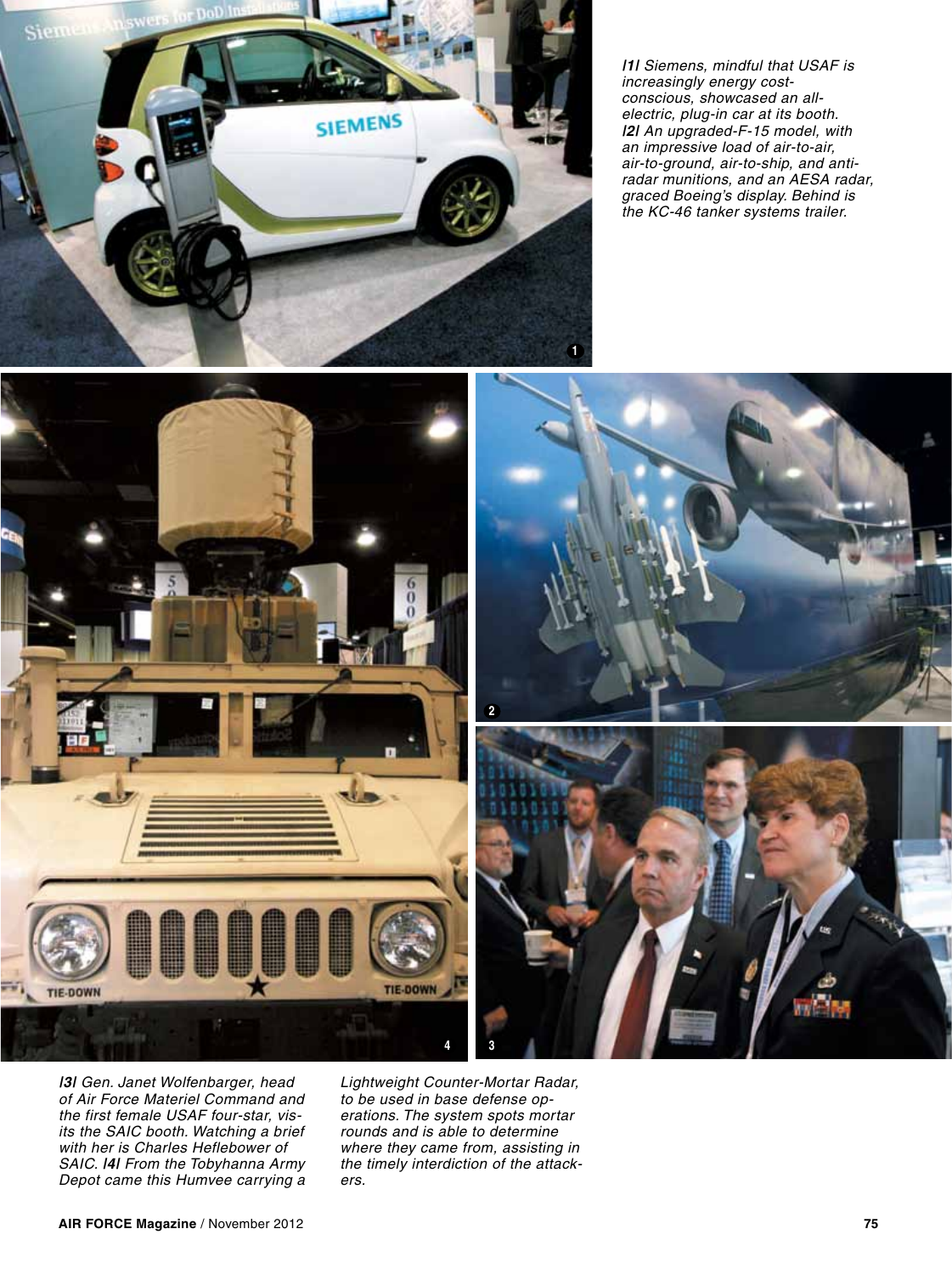*|1| Siemens, mindful that USAF is increasingly energy cost-conscious, showcased an all-electric, plug-in car at its booth. |2| An upgraded-F-15 model, with an impressive load of air-to-air, air-to-ground, air-to-ship, and anti-radar munitions, and an AESA radar, graced Boeing's display. Behind is the KC-46 tanker systems trailer.*

*|3| Gen. Janet Wolfenbarger, head of Air Force Materiel Command and the first female USAF four-star, visits the SAIC booth. Watching a brief with her is Charles Heflebower of SAIC. |4| From the Tobyhanna Army Depot came this Humvee carrying a Lightweight Counter-Mortar Radar, to be used in base defense operations. The system spots mortar rounds and is able to determine where they came from, assisting in the timely interdiction of the attackers.*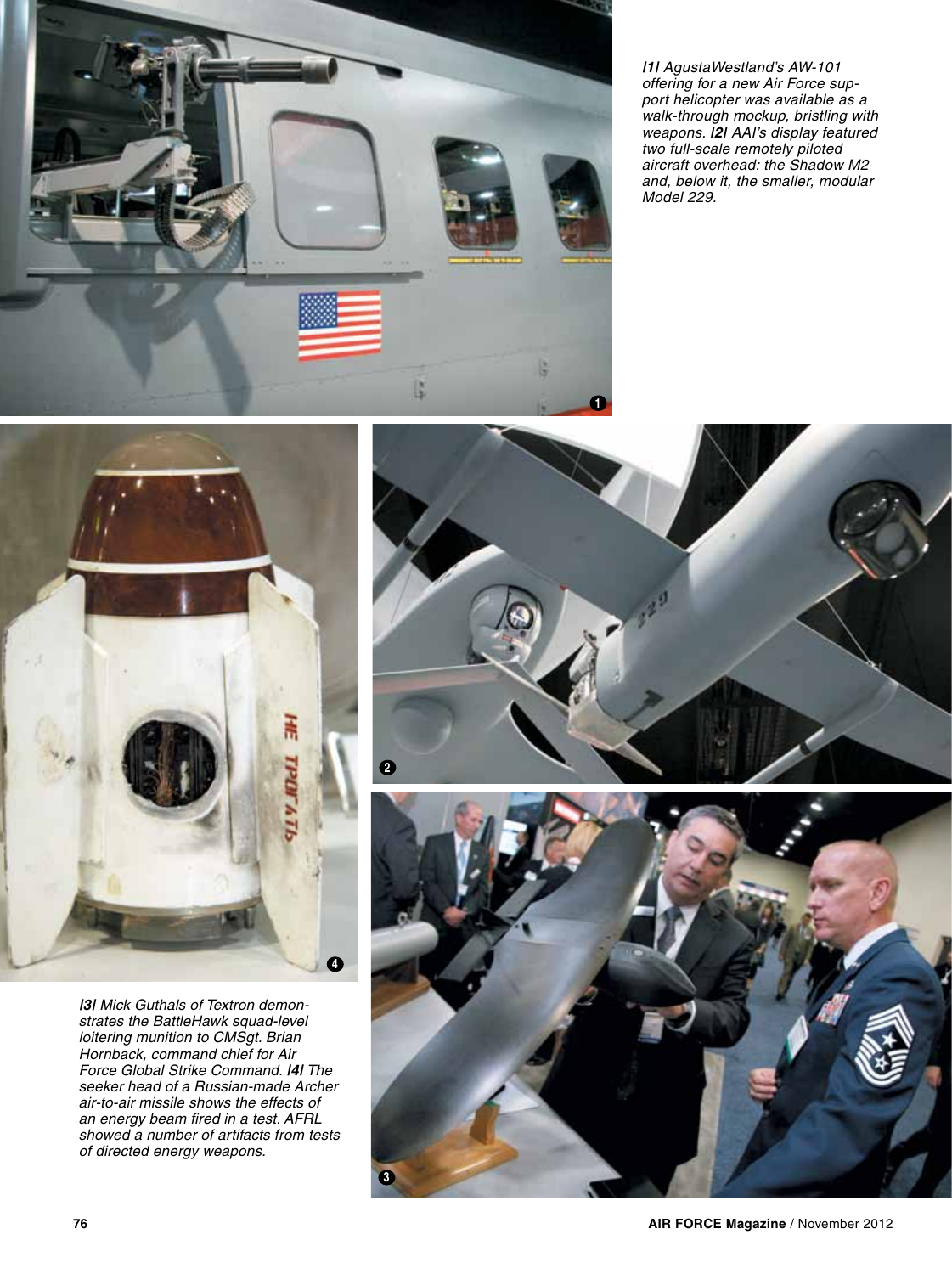*|1| AgustaWestland's AW-101 offering for a new Air Force support helicopter was available as a walk-through mockup, bristling with weapons.* ***|2|*** *AAI's display featured two full-scale remotely piloted aircraft overhead: the Shadow M2 and, below it, the smaller, modular Model 229.*

*|3| Mick Guthals of Textron demonstrates the BattleHawk squad-level loitering munition to CMSgt. Brian Hornback, command chief for Air Force Global Strike Command.* ***|4|*** *The seeker head of a Russian-made Archer air-to-air missile shows the effects of an energy beam fired in a test. AFRL showed a number of artifacts from tests of directed energy weapons.*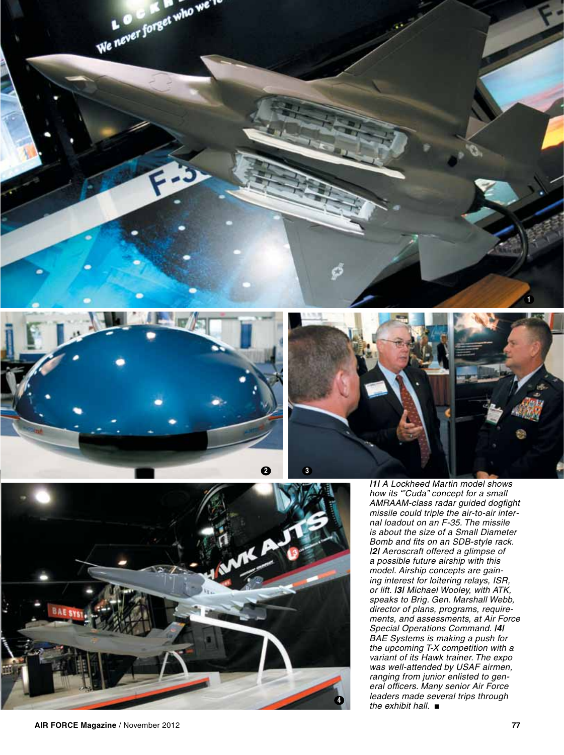*|1| A Lockheed Martin model shows how its "'Cuda" concept for a small AMRAAM-class radar guided dogfight missile could triple the air-to-air internal loadout on an F-35. The missile is about the size of a Small Diameter Bomb and fits on an SDB-style rack. |2| Aeroscraft offered a glimpse of a possible future airship with this model. Airship concepts are gaining interest for loitering relays, ISR, or lift. |3| Michael Wooley, with ATK, speaks to Brig. Gen. Marshall Webb, director of plans, programs, requirements, and assessments, at Air Force Special Operations Command. |4| BAE Systems is making a push for the upcoming T-X competition with a variant of its Hawk trainer. The expo was well-attended by USAF airmen, ranging from junior enlisted to general officers. Many senior Air Force leaders made several trips through the exhibit hall.* ■